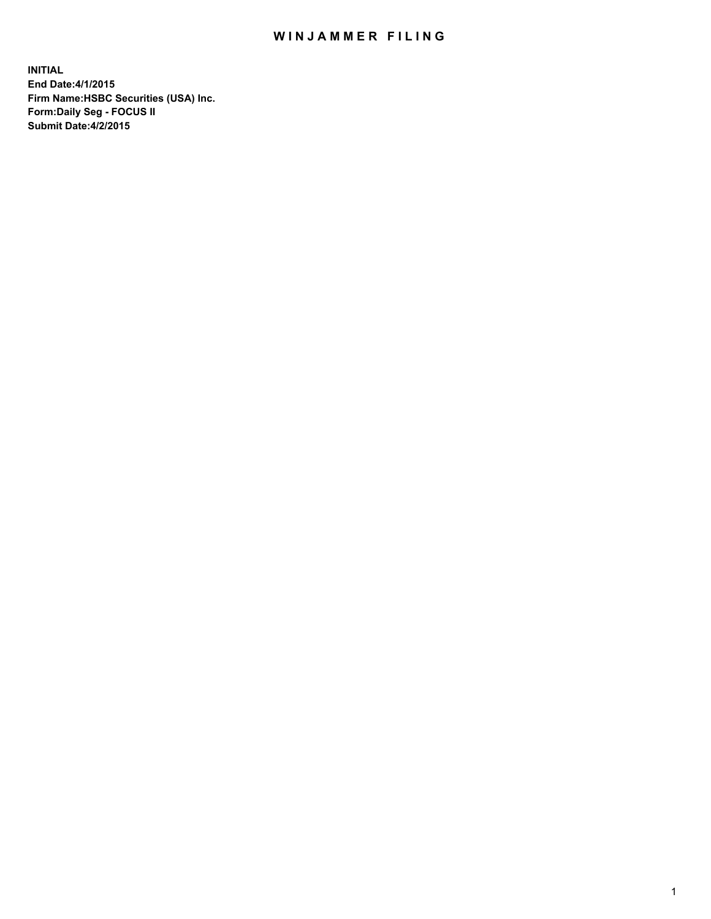# WINJAMMER FILING

**INITIAL**
**End Date:4/1/2015**
**Firm Name:HSBC Securities (USA) Inc.**
**Form:Daily Seg - FOCUS II**
**Submit Date:4/2/2015**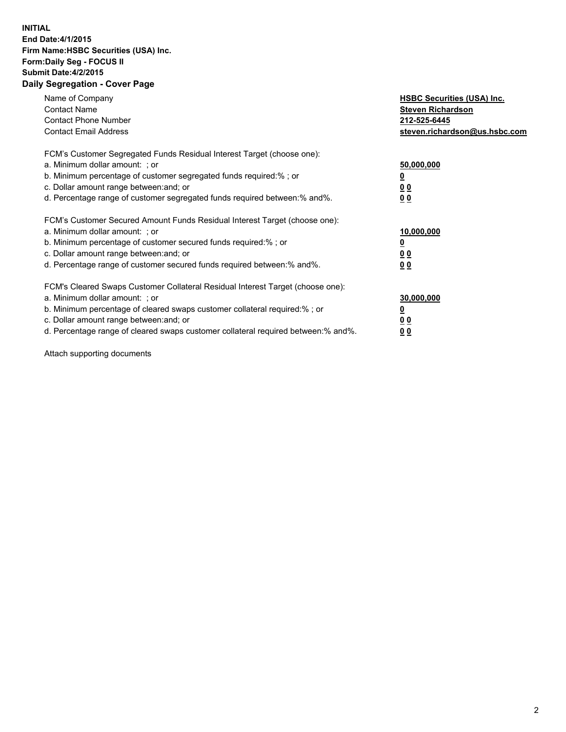**INITIAL**
**End Date:4/1/2015**
**Firm Name:HSBC Securities (USA) Inc.**
**Form:Daily Seg - FOCUS II**
**Submit Date:4/2/2015**

## Daily Segregation - Cover Page

| | |
|---|---|
| Name of Company | **HSBC Securities (USA) Inc.** |
| Contact Name | **Steven Richardson** |
| Contact Phone Number | **212-525-6445** |
| Contact Email Address | **steven.richardson@us.hsbc.com** |

FCM's Customer Segregated Funds Residual Interest Target (choose one):

| | |
|---|---|
| a. Minimum dollar amount: ; or | **50,000,000** |
| b. Minimum percentage of customer segregated funds required:% ; or | **0** |
| c. Dollar amount range between:and; or | **0 0** |
| d. Percentage range of customer segregated funds required between:% and%. | **0 0** |

FCM's Customer Secured Amount Funds Residual Interest Target (choose one):

| | |
|---|---|
| a. Minimum dollar amount: ; or | **10,000,000** |
| b. Minimum percentage of customer secured funds required:% ; or | **0** |
| c. Dollar amount range between:and; or | **0 0** |
| d. Percentage range of customer secured funds required between:% and%. | **0 0** |

FCM's Cleared Swaps Customer Collateral Residual Interest Target (choose one):

| | |
|---|---|
| a. Minimum dollar amount: ; or | **30,000,000** |
| b. Minimum percentage of cleared swaps customer collateral required:% ; or | **0** |
| c. Dollar amount range between:and; or | **0 0** |
| d. Percentage range of cleared swaps customer collateral required between:% and%. | **0 0** |

Attach supporting documents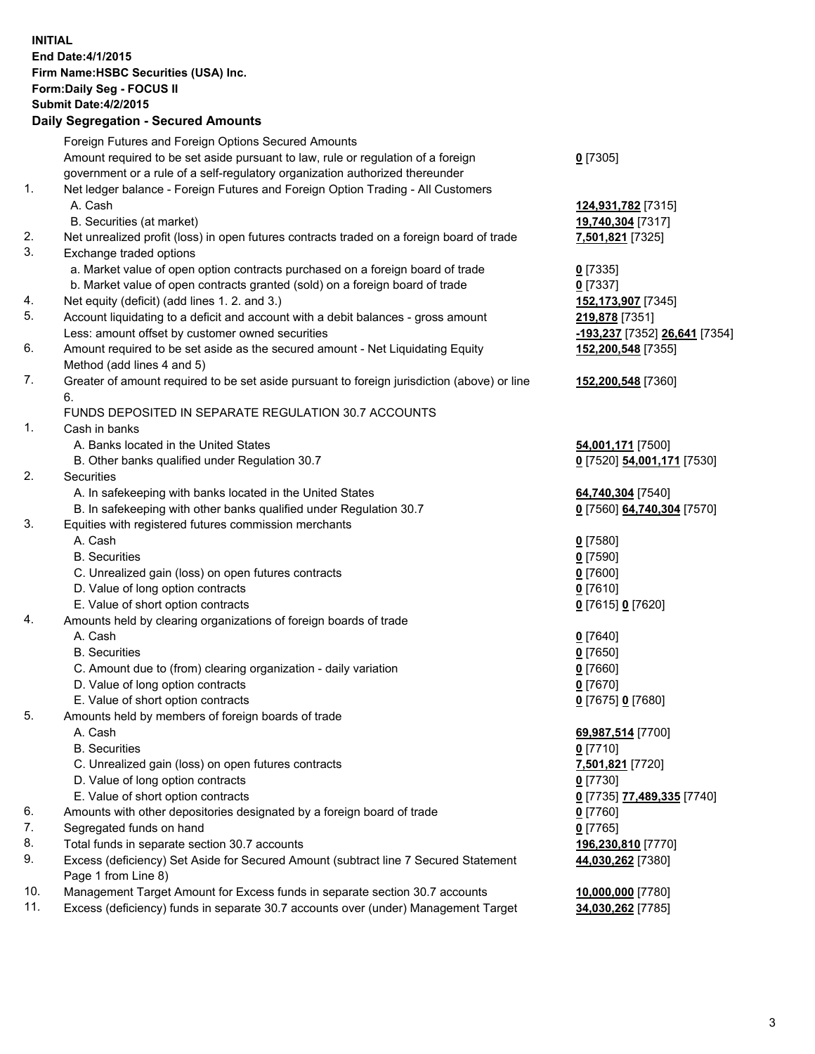**INITIAL**
**End Date:4/1/2015**
**Firm Name:HSBC Securities (USA) Inc.**
**Form:Daily Seg - FOCUS II**
**Submit Date:4/2/2015**

**Daily Segregation - Secured Amounts**

| | | |
|---|---|---|
| | Foreign Futures and Foreign Options Secured Amounts | |
| | Amount required to be set aside pursuant to law, rule or regulation of a foreign government or a rule of a self-regulatory organization authorized thereunder | **0** [7305] |
| 1. | Net ledger balance - Foreign Futures and Foreign Option Trading - All Customers | |
| | A. Cash | **124,931,782** [7315] |
| | B. Securities (at market) | **19,740,304** [7317] |
| 2. | Net unrealized profit (loss) in open futures contracts traded on a foreign board of trade | **7,501,821** [7325] |
| 3. | Exchange traded options | |
| | a. Market value of open option contracts purchased on a foreign board of trade | **0** [7335] |
| | b. Market value of open contracts granted (sold) on a foreign board of trade | **0** [7337] |
| 4. | Net equity (deficit) (add lines 1. 2. and 3.) | **152,173,907** [7345] |
| 5. | Account liquidating to a deficit and account with a debit balances - gross amount | **219,878** [7351] |
| | Less: amount offset by customer owned securities | **-193,237** [7352] **26,641** [7354] |
| 6. | Amount required to be set aside as the secured amount - Net Liquidating Equity Method (add lines 4 and 5) | **152,200,548** [7355] |
| 7. | Greater of amount required to be set aside pursuant to foreign jurisdiction (above) or line 6. | **152,200,548** [7360] |
| | FUNDS DEPOSITED IN SEPARATE REGULATION 30.7 ACCOUNTS | |
| 1. | Cash in banks | |
| | A. Banks located in the United States | **54,001,171** [7500] |
| | B. Other banks qualified under Regulation 30.7 | **0** [7520] **54,001,171** [7530] |
| 2. | Securities | |
| | A. In safekeeping with banks located in the United States | **64,740,304** [7540] |
| | B. In safekeeping with other banks qualified under Regulation 30.7 | **0** [7560] **64,740,304** [7570] |
| 3. | Equities with registered futures commission merchants | |
| | A. Cash | **0** [7580] |
| | B. Securities | **0** [7590] |
| | C. Unrealized gain (loss) on open futures contracts | **0** [7600] |
| | D. Value of long option contracts | **0** [7610] |
| | E. Value of short option contracts | **0** [7615] **0** [7620] |
| 4. | Amounts held by clearing organizations of foreign boards of trade | |
| | A. Cash | **0** [7640] |
| | B. Securities | **0** [7650] |
| | C. Amount due to (from) clearing organization - daily variation | **0** [7660] |
| | D. Value of long option contracts | **0** [7670] |
| | E. Value of short option contracts | **0** [7675] **0** [7680] |
| 5. | Amounts held by members of foreign boards of trade | |
| | A. Cash | **69,987,514** [7700] |
| | B. Securities | **0** [7710] |
| | C. Unrealized gain (loss) on open futures contracts | **7,501,821** [7720] |
| | D. Value of long option contracts | **0** [7730] |
| | E. Value of short option contracts | **0** [7735] **77,489,335** [7740] |
| 6. | Amounts with other depositories designated by a foreign board of trade | **0** [7760] |
| 7. | Segregated funds on hand | **0** [7765] |
| 8. | Total funds in separate section 30.7 accounts | **196,230,810** [7770] |
| 9. | Excess (deficiency) Set Aside for Secured Amount (subtract line 7 Secured Statement Page 1 from Line 8) | **44,030,262** [7380] |
| 10. | Management Target Amount for Excess funds in separate section 30.7 accounts | **10,000,000** [7780] |
| 11. | Excess (deficiency) funds in separate 30.7 accounts over (under) Management Target | **34,030,262** [7785] |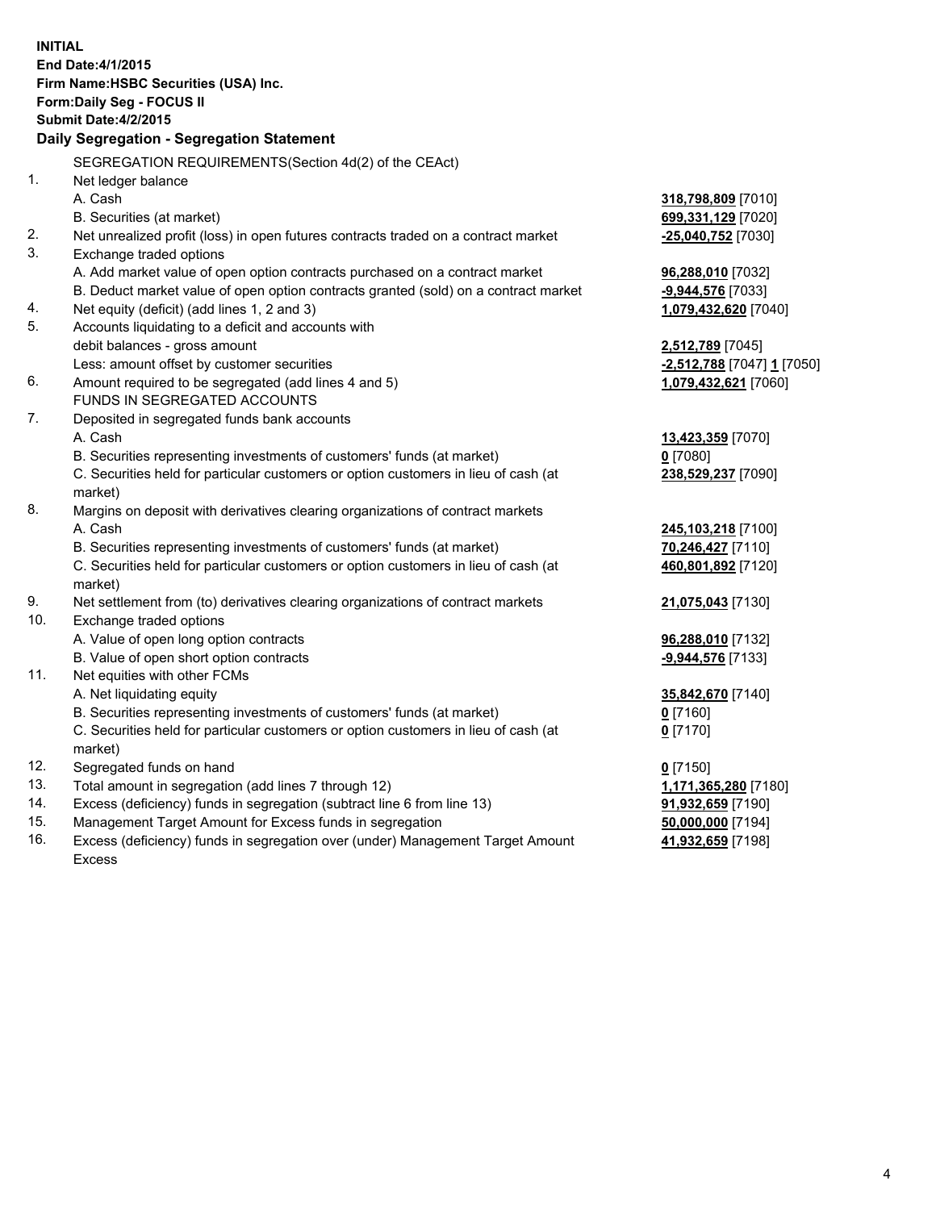**INITIAL**
**End Date:4/1/2015**
**Firm Name:HSBC Securities (USA) Inc.**
**Form:Daily Seg - FOCUS II**
**Submit Date:4/2/2015**

## Daily Segregation - Segregation Statement

SEGREGATION REQUIREMENTS(Section 4d(2) of the CEAct)

| | | |
|---|---|---|
| 1. | Net ledger balance | |
| | A. Cash | **318,798,809** [7010] |
| | B. Securities (at market) | **699,331,129** [7020] |
| 2. | Net unrealized profit (loss) in open futures contracts traded on a contract market | **-25,040,752** [7030] |
| 3. | Exchange traded options | |
| | A. Add market value of open option contracts purchased on a contract market | **96,288,010** [7032] |
| | B. Deduct market value of open option contracts granted (sold) on a contract market | **-9,944,576** [7033] |
| 4. | Net equity (deficit) (add lines 1, 2 and 3) | **1,079,432,620** [7040] |
| 5. | Accounts liquidating to a deficit and accounts with | |
| | debit balances - gross amount | **2,512,789** [7045] |
| | Less: amount offset by customer securities | **-2,512,788** [7047] **1** [7050] |
| 6. | Amount required to be segregated (add lines 4 and 5) | **1,079,432,621** [7060] |
| | FUNDS IN SEGREGATED ACCOUNTS | |
| 7. | Deposited in segregated funds bank accounts | |
| | A. Cash | **13,423,359** [7070] |
| | B. Securities representing investments of customers' funds (at market) | **0** [7080] |
| | C. Securities held for particular customers or option customers in lieu of cash (at market) | **238,529,237** [7090] |
| 8. | Margins on deposit with derivatives clearing organizations of contract markets | |
| | A. Cash | **245,103,218** [7100] |
| | B. Securities representing investments of customers' funds (at market) | **70,246,427** [7110] |
| | C. Securities held for particular customers or option customers in lieu of cash (at market) | **460,801,892** [7120] |
| 9. | Net settlement from (to) derivatives clearing organizations of contract markets | **21,075,043** [7130] |
| 10. | Exchange traded options | |
| | A. Value of open long option contracts | **96,288,010** [7132] |
| | B. Value of open short option contracts | **-9,944,576** [7133] |
| 11. | Net equities with other FCMs | |
| | A. Net liquidating equity | **35,842,670** [7140] |
| | B. Securities representing investments of customers' funds (at market) | **0** [7160] |
| | C. Securities held for particular customers or option customers in lieu of cash (at market) | **0** [7170] |
| 12. | Segregated funds on hand | **0** [7150] |
| 13. | Total amount in segregation (add lines 7 through 12) | **1,171,365,280** [7180] |
| 14. | Excess (deficiency) funds in segregation (subtract line 6 from line 13) | **91,932,659** [7190] |
| 15. | Management Target Amount for Excess funds in segregation | **50,000,000** [7194] |
| 16. | Excess (deficiency) funds in segregation over (under) Management Target Amount Excess | **41,932,659** [7198] |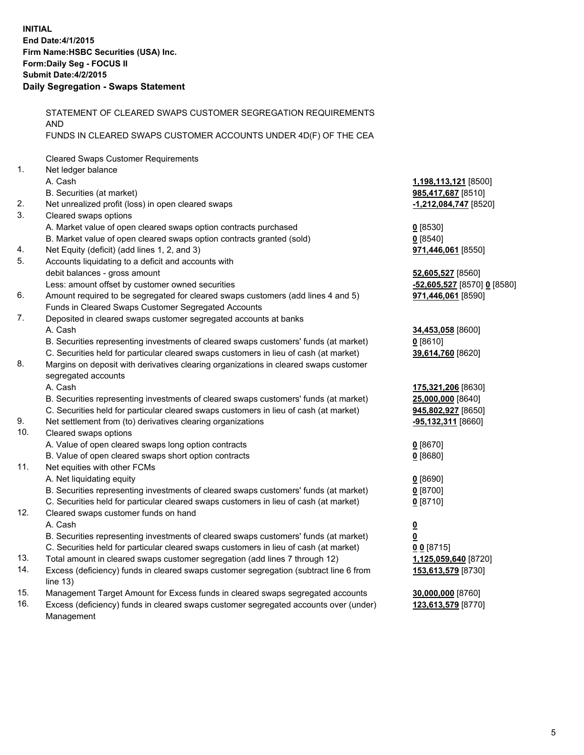**INITIAL**
**End Date:4/1/2015**
**Firm Name:HSBC Securities (USA) Inc.**
**Form:Daily Seg - FOCUS II**
**Submit Date:4/2/2015**
**Daily Segregation - Swaps Statement**

STATEMENT OF CLEARED SWAPS CUSTOMER SEGREGATION REQUIREMENTS AND FUNDS IN CLEARED SWAPS CUSTOMER ACCOUNTS UNDER 4D(F) OF THE CEA

| | | |
|---|---|---|
| | Cleared Swaps Customer Requirements | |
| 1. | Net ledger balance | |
| | A. Cash | **1,198,113,121** [8500] |
| | B. Securities (at market) | **985,417,687** [8510] |
| 2. | Net unrealized profit (loss) in open cleared swaps | **-1,212,084,747** [8520] |
| 3. | Cleared swaps options | |
| | A. Market value of open cleared swaps option contracts purchased | **0** [8530] |
| | B. Market value of open cleared swaps option contracts granted (sold) | **0** [8540] |
| 4. | Net Equity (deficit) (add lines 1, 2, and 3) | **971,446,061** [8550] |
| 5. | Accounts liquidating to a deficit and accounts with debit balances - gross amount | **52,605,527** [8560] |
| | Less: amount offset by customer owned securities | **-52,605,527** [8570] **0** [8580] |
| 6. | Amount required to be segregated for cleared swaps customers (add lines 4 and 5) | **971,446,061** [8590] |
| | Funds in Cleared Swaps Customer Segregated Accounts | |
| 7. | Deposited in cleared swaps customer segregated accounts at banks | |
| | A. Cash | **34,453,058** [8600] |
| | B. Securities representing investments of cleared swaps customers' funds (at market) | **0** [8610] |
| | C. Securities held for particular cleared swaps customers in lieu of cash (at market) | **39,614,760** [8620] |
| 8. | Margins on deposit with derivatives clearing organizations in cleared swaps customer segregated accounts | |
| | A. Cash | **175,321,206** [8630] |
| | B. Securities representing investments of cleared swaps customers' funds (at market) | **25,000,000** [8640] |
| | C. Securities held for particular cleared swaps customers in lieu of cash (at market) | **945,802,927** [8650] |
| 9. | Net settlement from (to) derivatives clearing organizations | **-95,132,311** [8660] |
| 10. | Cleared swaps options | |
| | A. Value of open cleared swaps long option contracts | **0** [8670] |
| | B. Value of open cleared swaps short option contracts | **0** [8680] |
| 11. | Net equities with other FCMs | |
| | A. Net liquidating equity | **0** [8690] |
| | B. Securities representing investments of cleared swaps customers' funds (at market) | **0** [8700] |
| | C. Securities held for particular cleared swaps customers in lieu of cash (at market) | **0** [8710] |
| 12. | Cleared swaps customer funds on hand | |
| | A. Cash | **0** |
| | B. Securities representing investments of cleared swaps customers' funds (at market) | **0** |
| | C. Securities held for particular cleared swaps customers in lieu of cash (at market) | **0** **0** [8715] |
| 13. | Total amount in cleared swaps customer segregation (add lines 7 through 12) | **1,125,059,640** [8720] |
| 14. | Excess (deficiency) funds in cleared swaps customer segregation (subtract line 6 from line 13) | **153,613,579** [8730] |
| 15. | Management Target Amount for Excess funds in cleared swaps segregated accounts | **30,000,000** [8760] |
| 16. | Excess (deficiency) funds in cleared swaps customer segregated accounts over (under) Management | **123,613,579** [8770] |